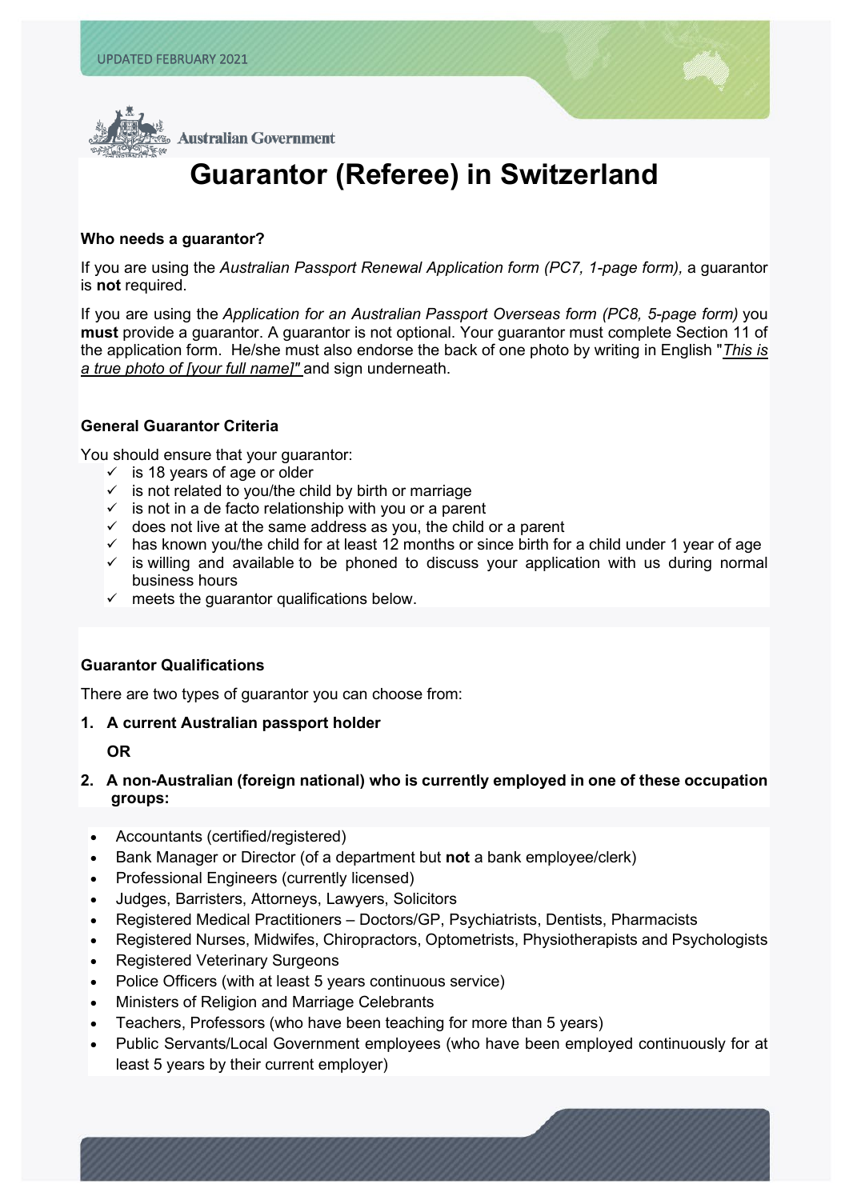UPDATED FEBRUARY 2021

Australian Government

# Guarantor (Referee) in Switzerland

### Who needs a guarantor?

If you are using the *Australian Passport Renewal Application form (PC7, 1-page form),* a guarantor is **not** required.

If you are using the *Application for an Australian Passport Overseas form (PC8, 5-page form)* you **must** provide a guarantor. A guarantor is not optional. Your guarantor must complete Section 11 of the application form. He/she must also endorse the back of one photo by writing in English "*This is a true photo of [your full name]"* and sign underneath.

### General Guarantor Criteria

You should ensure that your guarantor:

- ✓ is 18 years of age or older
- ✓ is not related to you/the child by birth or marriage
- ✓ is not in a de facto relationship with you or a parent
- ✓ does not live at the same address as you, the child or a parent
- ✓ has known you/the child for at least 12 months or since birth for a child under 1 year of age
- ✓ is willing and available to be phoned to discuss your application with us during normal business hours
- ✓ meets the guarantor qualifications below.

### Guarantor Qualifications

There are two types of guarantor you can choose from:

1. **A current Australian passport holder**

   **OR**

2. **A non-Australian (foreign national) who is currently employed in one of these occupation groups:**

- Accountants (certified/registered)
- Bank Manager or Director (of a department but **not** a bank employee/clerk)
- Professional Engineers (currently licensed)
- Judges, Barristers, Attorneys, Lawyers, Solicitors
- Registered Medical Practitioners – Doctors/GP, Psychiatrists, Dentists, Pharmacists
- Registered Nurses, Midwifes, Chiropractors, Optometrists, Physiotherapists and Psychologists
- Registered Veterinary Surgeons
- Police Officers (with at least 5 years continuous service)
- Ministers of Religion and Marriage Celebrants
- Teachers, Professors (who have been teaching for more than 5 years)
- Public Servants/Local Government employees (who have been employed continuously for at least 5 years by their current employer)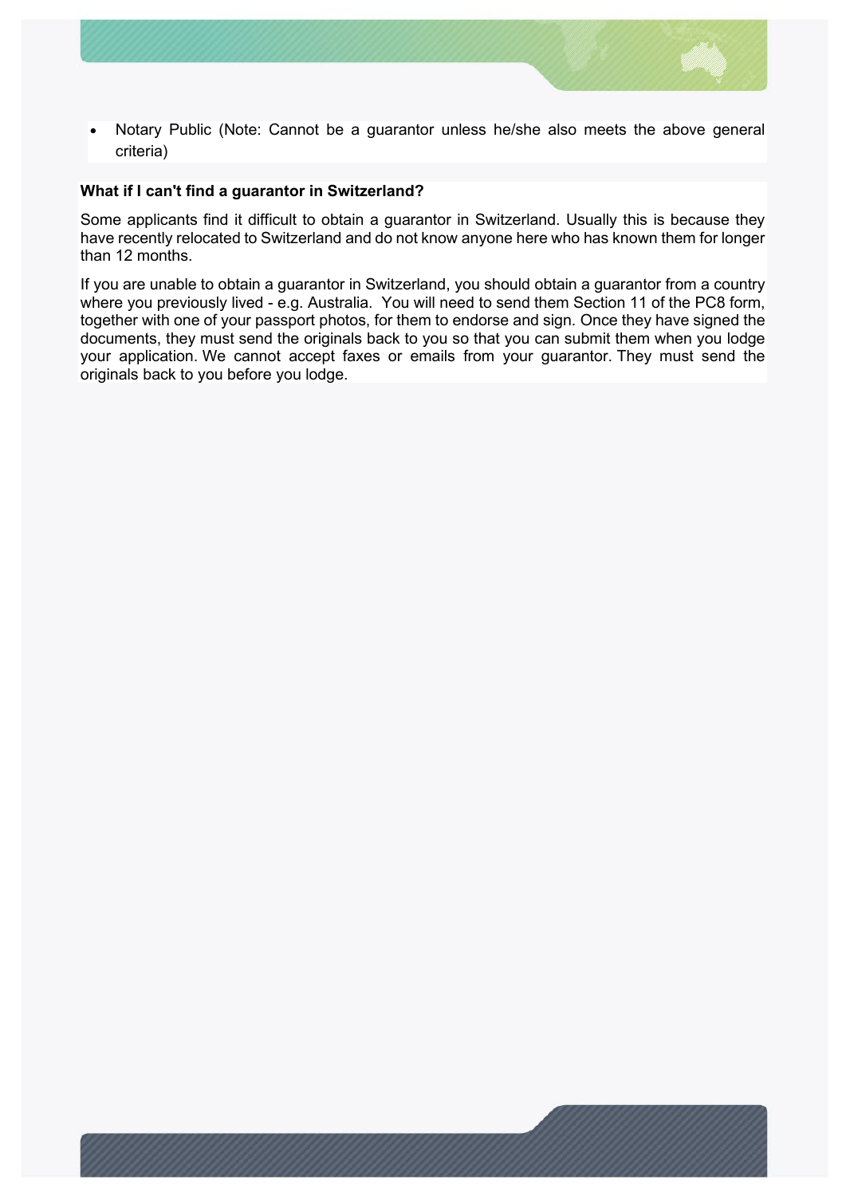- Notary Public (Note: Cannot be a guarantor unless he/she also meets the above general criteria)

**What if I can't find a guarantor in Switzerland?**

Some applicants find it difficult to obtain a guarantor in Switzerland. Usually this is because they have recently relocated to Switzerland and do not know anyone here who has known them for longer than 12 months.

If you are unable to obtain a guarantor in Switzerland, you should obtain a guarantor from a country where you previously lived - e.g. Australia. You will need to send them Section 11 of the PC8 form, together with one of your passport photos, for them to endorse and sign. Once they have signed the documents, they must send the originals back to you so that you can submit them when you lodge your application. We cannot accept faxes or emails from your guarantor. They must send the originals back to you before you lodge.